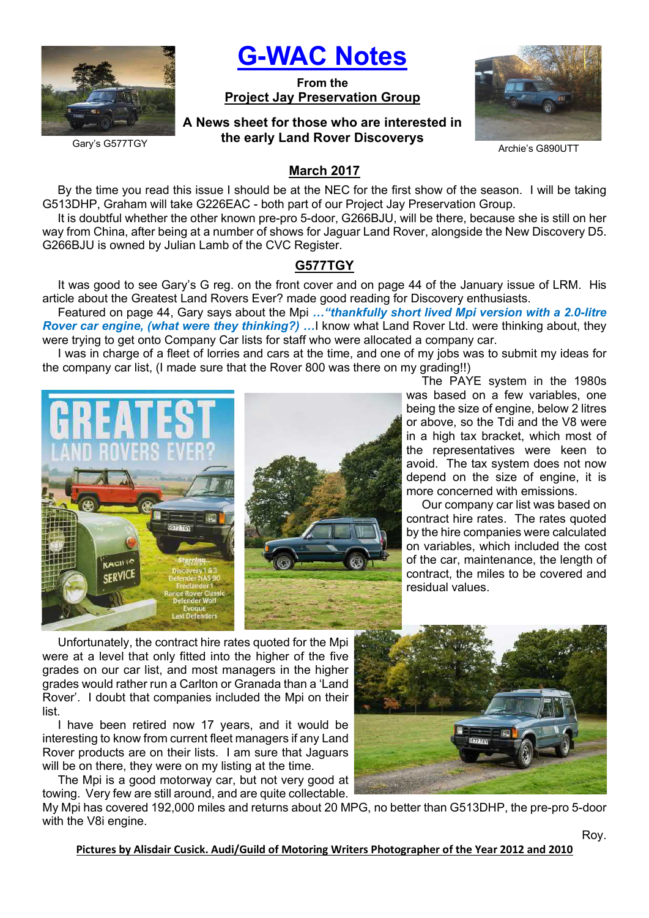# G-WAC Notes

**From the**
**Project Jay Preservation Group**

**A News sheet for those who are interested in the early Land Rover Discoverys**

Gary's G577TGY

Archie's G890UTT

## March 2017

By the time you read this issue I should be at the NEC for the first show of the season. I will be taking G513DHP, Graham will take G226EAC - both part of our Project Jay Preservation Group.

It is doubtful whether the other known pre-pro 5-door, G266BJU, will be there, because she is still on her way from China, after being at a number of shows for Jaguar Land Rover, alongside the New Discovery D5. G266BJU is owned by Julian Lamb of the CVC Register.

## G577TGY

It was good to see Gary's G reg. on the front cover and on page 44 of the January issue of LRM. His article about the Greatest Land Rovers Ever? made good reading for Discovery enthusiasts.

Featured on page 44, Gary says about the Mpi ***…"thankfully short lived Mpi version with a 2.0-litre Rover car engine, (what were they thinking?) …***I know what Land Rover Ltd. were thinking about, they were trying to get onto Company Car lists for staff who were allocated a company car.

I was in charge of a fleet of lorries and cars at the time, and one of my jobs was to submit my ideas for the company car list, (I made sure that the Rover 800 was there on my grading!!)

The PAYE system in the 1980s was based on a few variables, one being the size of engine, below 2 litres or above, so the Tdi and the V8 were in a high tax bracket, which most of the representatives were keen to avoid. The tax system does not now depend on the size of engine, it is more concerned with emissions.

Our company car list was based on contract hire rates. The rates quoted by the hire companies were calculated on variables, which included the cost of the car, maintenance, the length of contract, the miles to be covered and residual values.

Unfortunately, the contract hire rates quoted for the Mpi were at a level that only fitted into the higher of the five grades on our car list, and most managers in the higher grades would rather run a Carlton or Granada than a 'Land Rover'. I doubt that companies included the Mpi on their list.

I have been retired now 17 years, and it would be interesting to know from current fleet managers if any Land Rover products are on their lists. I am sure that Jaguars will be on there, they were on my listing at the time.

The Mpi is a good motorway car, but not very good at towing. Very few are still around, and are quite collectable. My Mpi has covered 192,000 miles and returns about 20 MPG, no better than G513DHP, the pre-pro 5-door with the V8i engine.

Roy.

**Pictures by Alisdair Cusick. Audi/Guild of Motoring Writers Photographer of the Year 2012 and 2010**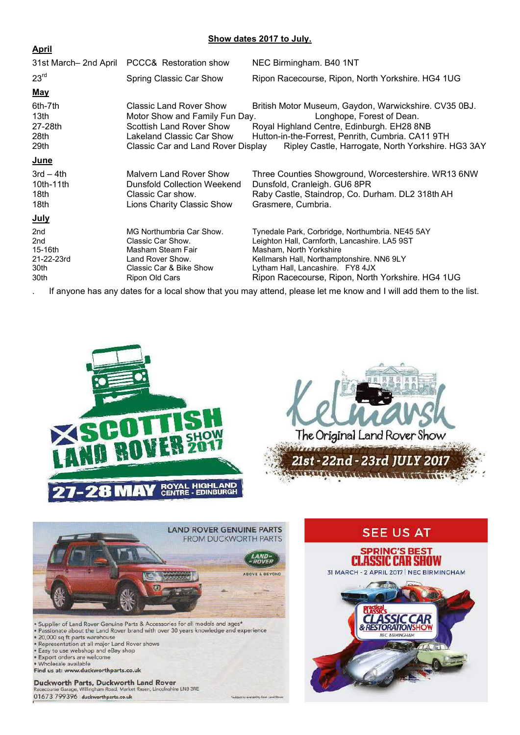## Show dates 2017 to July.

### April

| | | |
|---|---|---|
| 31st March– 2nd April | PCCC& Restoration show | NEC Birmingham. B40 1NT |
| 23rd | Spring Classic Car Show | Ripon Racecourse, Ripon, North Yorkshire. HG4 1UG |

### May

| | | |
|---|---|---|
| 6th-7th | Classic Land Rover Show | British Motor Museum, Gaydon, Warwickshire. CV35 0BJ. |
| 13th | Motor Show and Family Fun Day. | Longhope, Forest of Dean. |
| 27-28th | Scottish Land Rover Show | Royal Highland Centre, Edinburgh. EH28 8NB |
| 28th | Lakeland Classic Car Show | Hutton-in-the-Forrest, Penrith, Cumbria. CA11 9TH |
| 29th | Classic Car and Land Rover Display | Ripley Castle, Harrogate, North Yorkshire. HG3 3AY |

### June

| | | |
|---|---|---|
| 3rd – 4th | Malvern Land Rover Show | Three Counties Showground, Worcestershire. WR13 6NW |
| 10th-11th | Dunsfold Collection Weekend | Dunsfold, Cranleigh. GU6 8PR |
| 18th | Classic Car show. | Raby Castle, Staindrop, Co. Durham. DL2 318th AH |
| 18th | Lions Charity Classic Show | Grasmere, Cumbria. |

### July

| | | |
|---|---|---|
| 2nd | MG Northumbria Car Show. | Tynedale Park, Corbridge, Northumbria. NE45 5AY |
| 2nd | Classic Car Show. | Leighton Hall, Carnforth, Lancashire. LA5 9ST |
| 15-16th | Masham Steam Fair | Masham, North Yorkshire |
| 21-22-23rd | Land Rover Show. | Kellmarsh Hall, Northamptonshire. NN6 9LY |
| 30th | Classic Car & Bike Show | Lytham Hall, Lancashire. FY8 4JX |
| 30th | Ripon Old Cars | Ripon Racecourse, Ripon, North Yorkshire. HG4 1UG |

If anyone has any dates for a local show that you may attend, please let me know and I will add them to the list.

SCOTTISH LAND ROVER SHOW 2017
27-28 MAY ROYAL HIGHLAND CENTRE - EDINBURGH

Kelmarsh
The Original Land Rover Show
21st - 22nd - 23rd JULY 2017

LAND ROVER GENUINE PARTS FROM DUCKWORTH PARTS

- Supplier of Land Rover Genuine Parts & Accessories for all models and ages*
- Passionate about the Land Rover brand with over 30 years knowledge and experience
- 20,000 sq ft parts warehouse
- Representation at all major Land Rover shows
- Easy to use webshop and eBay shop
- Export orders are welcome
- Wholesale available

Find us at: www.duckworthparts.co.uk

**Duckworth Parts, Duckworth Land Rover**
Racecourse Garage, Willingham Road, Market Rasen, Lincolnshire LN8 3RE
01673 799396 duckworthparts.co.uk

*subject to availability from Land Rover

SEE US AT
SPRING'S BEST CLASSIC CAR SHOW
31 MARCH - 2 APRIL 2017 | NEC BIRMINGHAM
Practical Classics CLASSIC CAR & RESTORATION SHOW
NEC BIRMINGHAM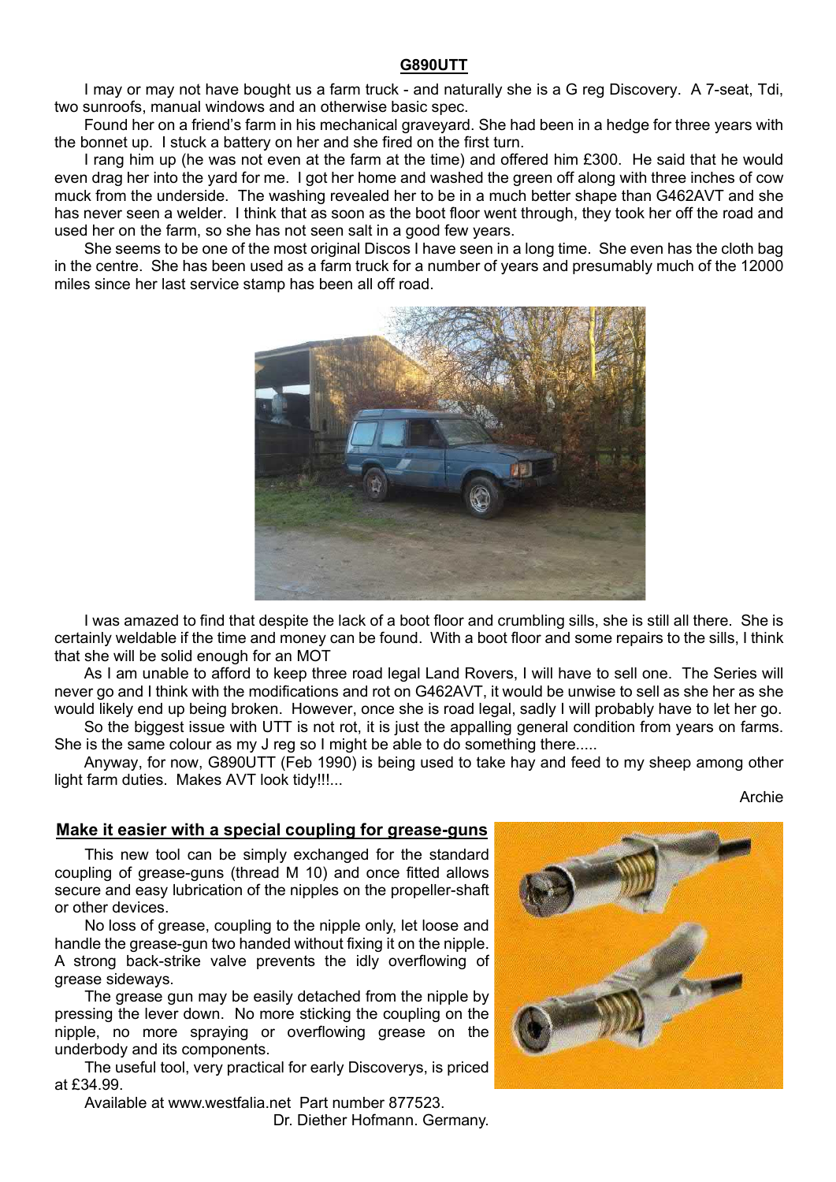## G890UTT

I may or may not have bought us a farm truck - and naturally she is a G reg Discovery. A 7-seat, Tdi, two sunroofs, manual windows and an otherwise basic spec.

Found her on a friend's farm in his mechanical graveyard. She had been in a hedge for three years with the bonnet up. I stuck a battery on her and she fired on the first turn.

I rang him up (he was not even at the farm at the time) and offered him £300. He said that he would even drag her into the yard for me. I got her home and washed the green off along with three inches of cow muck from the underside. The washing revealed her to be in a much better shape than G462AVT and she has never seen a welder. I think that as soon as the boot floor went through, they took her off the road and used her on the farm, so she has not seen salt in a good few years.

She seems to be one of the most original Discos I have seen in a long time. She even has the cloth bag in the centre. She has been used as a farm truck for a number of years and presumably much of the 12000 miles since her last service stamp has been all off road.

I was amazed to find that despite the lack of a boot floor and crumbling sills, she is still all there. She is certainly weldable if the time and money can be found. With a boot floor and some repairs to the sills, I think that she will be solid enough for an MOT

As I am unable to afford to keep three road legal Land Rovers, I will have to sell one. The Series will never go and I think with the modifications and rot on G462AVT, it would be unwise to sell as she her as she would likely end up being broken. However, once she is road legal, sadly I will probably have to let her go.

So the biggest issue with UTT is not rot, it is just the appalling general condition from years on farms. She is the same colour as my J reg so I might be able to do something there.....

Anyway, for now, G890UTT (Feb 1990) is being used to take hay and feed to my sheep among other light farm duties. Makes AVT look tidy!!!...

Archie

## Make it easier with a special coupling for grease-guns

This new tool can be simply exchanged for the standard coupling of grease-guns (thread M 10) and once fitted allows secure and easy lubrication of the nipples on the propeller-shaft or other devices.

No loss of grease, coupling to the nipple only, let loose and handle the grease-gun two handed without fixing it on the nipple. A strong back-strike valve prevents the idly overflowing of grease sideways.

The grease gun may be easily detached from the nipple by pressing the lever down. No more sticking the coupling on the nipple, no more spraying or overflowing grease on the underbody and its components.

The useful tool, very practical for early Discoverys, is priced at £34.99.

Available at www.westfalia.net Part number 877523.

Dr. Diether Hofmann. Germany.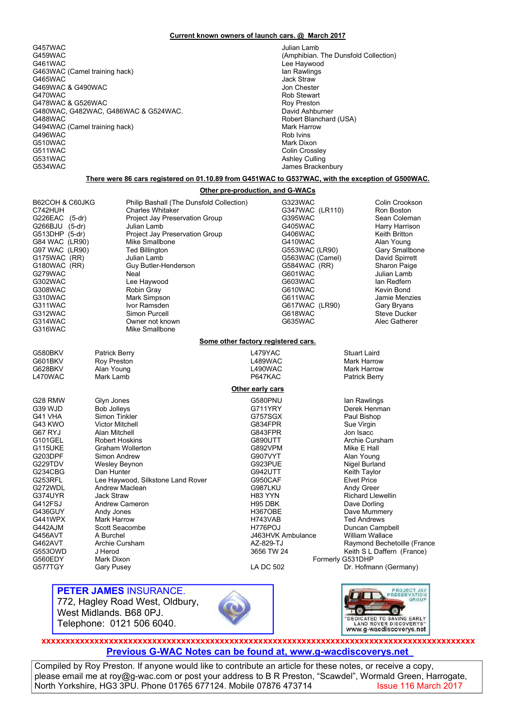**Current known owners of launch cars. @ March 2017**

| | |
|---|---|
| G457WAC | Julian Lamb |
| G459WAC | (Amphibian. The Dunsfold Collection) |
| G461WAC | Lee Haywood |
| G463WAC (Camel training hack) | Ian Rawlings |
| G465WAC | Jack Straw |
| G469WAC & G490WAC | Jon Chester |
| G470WAC | Rob Stewart |
| G478WAC & G526WAC | Roy Preston |
| G480WAC, G482WAC, G486WAC & G524WAC. | David Ashburner |
| G488WAC | Robert Blanchard (USA) |
| G494WAC (Camel training hack) | Mark Harrow |
| G496WAC | Rob Ivins |
| G510WAC | Mark Dixon |
| G511WAC | Colin Crossley |
| G531WAC | Ashley Culling |
| G534WAC | James Brackenbury |

**There were 86 cars registered on 01.10.89 from G451WAC to G537WAC, with the exception of G500WAC.**

**Other pre-production, and G-WACs**

| | | | |
|---|---|---|---|
| B62COH & C60JKG | Philip Bashall (The Dunsfold Collection) | G323WAC | Colin Crookson |
| C742HUH | Charles Whitaker | G347WAC (LR110) | Ron Boston |
| G226EAC (5-dr) | Project Jay Preservation Group | G395WAC | Sean Coleman |
| G266BJU (5-dr) | Julian Lamb | G405WAC | Harry Harrison |
| G513DHP (5-dr) | Project Jay Preservation Group | G406WAC | Keith Britton |
| G84 WAC (LR90) | Mike Smallbone | G410WAC | Alan Young |
| G97 WAC (LR90) | Ted Billington | G553WAC (LR90) | Gary Smallbone |
| G175WAC (RR) | Julian Lamb | G563WAC (Camel) | David Spirrett |
| G180WAC (RR) | Guy Butler-Henderson | G584WAC (RR) | Sharon Paige |
| G279WAC | Neal | G601WAC | Julian Lamb |
| G302WAC | Lee Haywood | G603WAC | Ian Redfern |
| G308WAC | Robin Gray | G610WAC | Kevin Bond |
| G310WAC | Mark Simpson | G611WAC | Jamie Menzies |
| G311WAC | Ivor Ramsden | G617WAC (LR90) | Gary Bryans |
| G312WAC | Simon Purcell | G618WAC | Steve Ducker |
| G314WAC | Owner not known | G635WAC | Alec Gatherer |
| G316WAC | Mike Smallbone | | |

**Some other factory registered cars.**

| | | | |
|---|---|---|---|
| G580BKV | Patrick Berry | L479YAC | Stuart Laird |
| G601BKV | Roy Preston | L489WAC | Mark Harrow |
| G628BKV | Alan Young | L490WAC | Mark Harrow |
| L470WAC | Mark Lamb | P647KAC | Patrick Berry |

**Other early cars**

| | | | |
|---|---|---|---|
| G28 RMW | Glyn Jones | G580PNU | Ian Rawlings |
| G39 WJD | Bob Jolleys | G711YRY | Derek Henman |
| G41 VHA | Simon Tinkler | G757SGX | Paul Bishop |
| G43 KWO | Victor Mitchell | G834FPR | Sue Virgin |
| G67 RYJ | Alan Mitchell | G843FPR | Jon Isacc |
| G101GEL | Robert Hoskins | G890UTT | Archie Cursham |
| G115UKE | Graham Wollerton | G892VPM | Mike E Hall |
| G203DPF | Simon Andrew | G907VYT | Alan Young |
| G229TDV | Wesley Beynon | G923PUE | Nigel Burland |
| G234CBG | Dan Hunter | G942UTT | Keith Taylor |
| G253RFL | Lee Haywood, Silkstone Land Rover | G950CAF | Elvet Price |
| G272WDL | Andrew Maclean | G987LKU | Andy Greer |
| G374UYR | Jack Straw | H83 YYN | Richard Llewellin |
| G412FSJ | Andrew Cameron | H95 DBK | Dave Dorling |
| G436GUY | Andy Jones | H367OBE | Dave Mummery |
| G441WPX | Mark Harrow | H743VAB | Ted Andrews |
| G442AJM | Scott Seacombe | H776POJ | Duncan Campbell |
| G456AVT | A Burchel | J463HVK Ambulance | William Wallace |
| G462AVT | Archie Cursham | AZ-829-TJ | Raymond Bechetoille (France |
| G553OWD | J Herod | 3656 TW 24 | Keith S L Daffern (France) |
| G560EDY | Mark Dixon | Formerly G531DHP | |
| G577TGY | Gary Pusey | LA DC 502 | Dr. Hofmann (Germany) |

**PETER JAMES** INSURANCE.
772, Hagley Road West, Oldbury,
West Midlands. B68 0PJ.
Telephone: 0121 506 6040.

PROJECT JAY PRESERVATION GROUP
"DEDICATED TO SAVING EARLY LAND ROVER DISCOVERYS"
www.g-wacdiscoverys.net

xxxxxxxxxxxxxxxxxxxxxxxxxxxxxxxxxxxxxxxxxxxxxxxxxxxxxxxxxxxxxxxxxxxxxxxxxxxxxxxxxxxxxxxx

**Previous G-WAC Notes can be found at, www.g-wacdiscoverys.net**

Compiled by Roy Preston. If anyone would like to contribute an article for these notes, or receive a copy, please email me at roy@g-wac.com or post your address to B R Preston, "Scawdel", Wormald Green, Harrogate, North Yorkshire, HG3 3PU. Phone 01765 677124. Mobile 07876 473714 Issue 116 March 2017